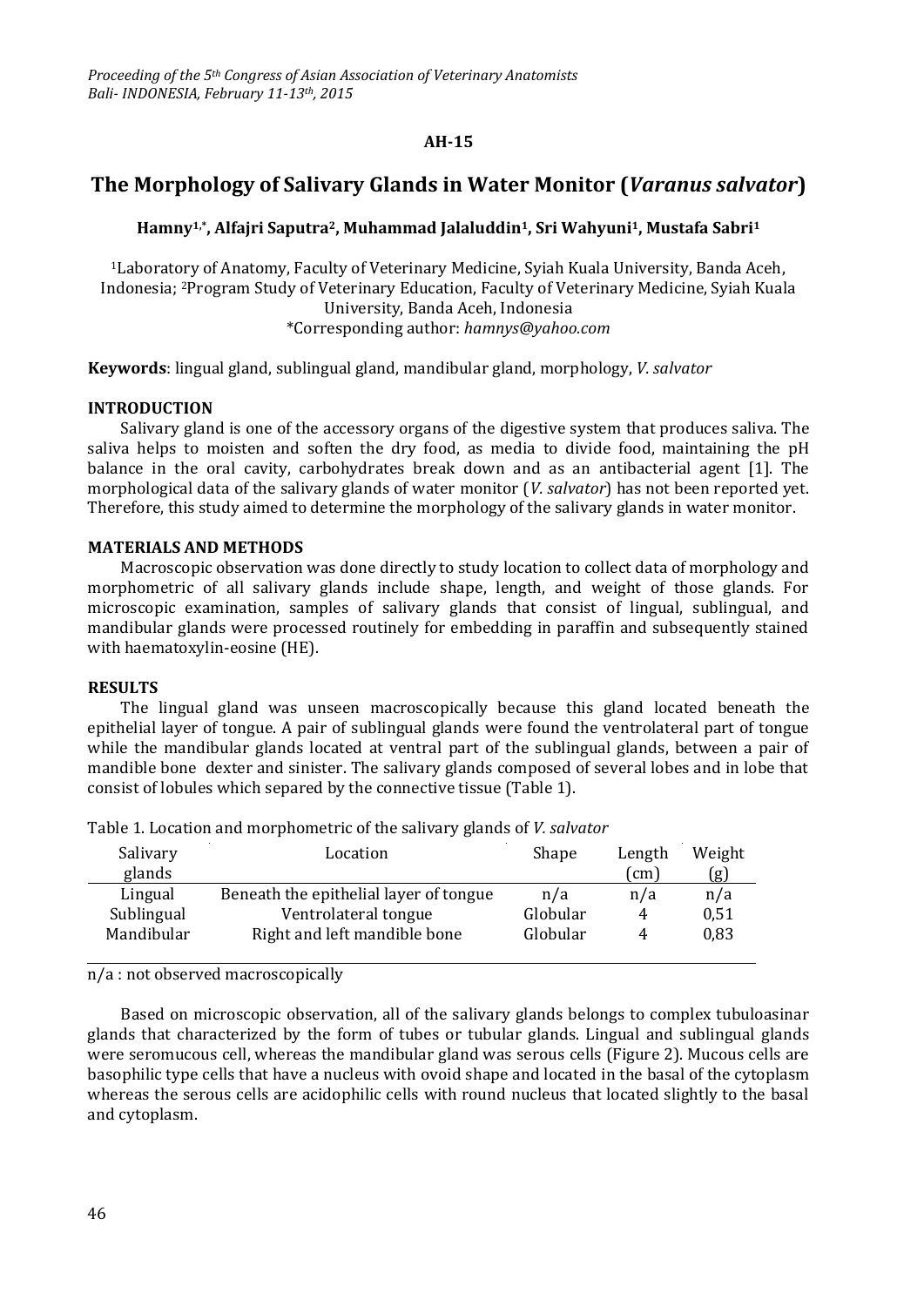*Proceeding of the 5th Congress of Asian Association of Veterinary Anatomists*
*Bali- INDONESIA, February 11-13th, 2015*

**AH-15**

# The Morphology of Salivary Glands in Water Monitor (*Varanus salvator*)

**Hamny[1,*], Alfajri Saputra[2], Muhammad Jalaluddin[1], Sri Wahyuni[1], Mustafa Sabri[1]**

[1]Laboratory of Anatomy, Faculty of Veterinary Medicine, Syiah Kuala University, Banda Aceh, Indonesia; [2]Program Study of Veterinary Education, Faculty of Veterinary Medicine, Syiah Kuala University, Banda Aceh, Indonesia
*Corresponding author: *hamnys@yahoo.com*

**Keywords**: lingual gland, sublingual gland, mandibular gland, morphology, *V. salvator*

## INTRODUCTION

Salivary gland is one of the accessory organs of the digestive system that produces saliva. The saliva helps to moisten and soften the dry food, as media to divide food, maintaining the pH balance in the oral cavity, carbohydrates break down and as an antibacterial agent [1]. The morphological data of the salivary glands of water monitor (*V. salvator*) has not been reported yet. Therefore, this study aimed to determine the morphology of the salivary glands in water monitor.

## MATERIALS AND METHODS

Macroscopic observation was done directly to study location to collect data of morphology and morphometric of all salivary glands include shape, length, and weight of those glands. For microscopic examination, samples of salivary glands that consist of lingual, sublingual, and mandibular glands were processed routinely for embedding in paraffin and subsequently stained with haematoxylin-eosine (HE).

## RESULTS

The lingual gland was unseen macroscopically because this gland located beneath the epithelial layer of tongue. A pair of sublingual glands were found the ventrolateral part of tongue while the mandibular glands located at ventral part of the sublingual glands, between a pair of mandible bone dexter and sinister. The salivary glands composed of several lobes and in lobe that consist of lobules which separed by the connective tissue (Table 1).

Table 1. Location and morphometric of the salivary glands of *V. salvator*

| Salivary glands | Location | Shape | Length (cm) | Weight (g) |
|---|---|---|---|---|
| Lingual | Beneath the epithelial layer of tongue | n/a | n/a | n/a |
| Sublingual | Ventrolateral tongue | Globular | 4 | 0,51 |
| Mandibular | Right and left mandible bone | Globular | 4 | 0,83 |

n/a : not observed macroscopically

Based on microscopic observation, all of the salivary glands belongs to complex tubuloasinar glands that characterized by the form of tubes or tubular glands. Lingual and sublingual glands were seromucous cell, whereas the mandibular gland was serous cells (Figure 2). Mucous cells are basophilic type cells that have a nucleus with ovoid shape and located in the basal of the cytoplasm whereas the serous cells are acidophilic cells with round nucleus that located slightly to the basal and cytoplasm.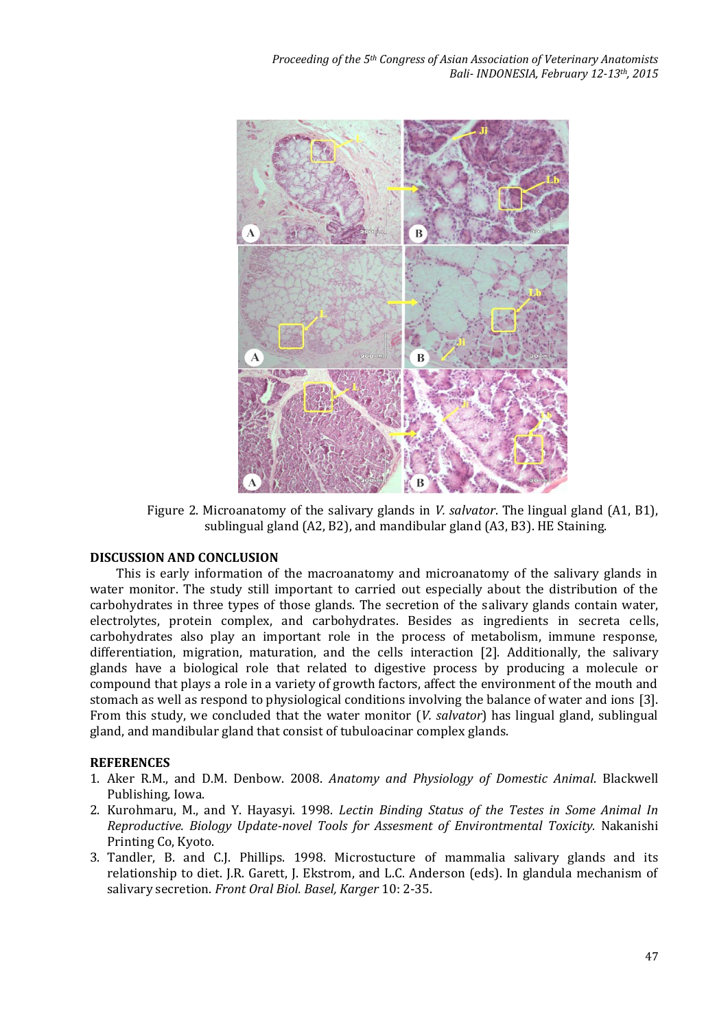Figure 2. Microanatomy of the salivary glands in *V. salvator*. The lingual gland (A1, B1), sublingual gland (A2, B2), and mandibular gland (A3, B3). HE Staining.

## DISCUSSION AND CONCLUSION

This is early information of the macroanatomy and microanatomy of the salivary glands in water monitor. The study still important to carried out especially about the distribution of the carbohydrates in three types of those glands. The secretion of the salivary glands contain water, electrolytes, protein complex, and carbohydrates. Besides as ingredients in secreta cells, carbohydrates also play an important role in the process of metabolism, immune response, differentiation, migration, maturation, and the cells interaction [2]. Additionally, the salivary glands have a biological role that related to digestive process by producing a molecule or compound that plays a role in a variety of growth factors, affect the environment of the mouth and stomach as well as respond to physiological conditions involving the balance of water and ions [3]. From this study, we concluded that the water monitor (*V. salvator*) has lingual gland, sublingual gland, and mandibular gland that consist of tubuloacinar complex glands.

## REFERENCES

1. Aker R.M., and D.M. Denbow. 2008. *Anatomy and Physiology of Domestic Animal*. Blackwell Publishing, Iowa.
2. Kurohmaru, M., and Y. Hayasyi. 1998. *Lectin Binding Status of the Testes in Some Animal In Reproductive. Biology Update-novel Tools for Assesment of Environtmental Toxicity*. Nakanishi Printing Co, Kyoto.
3. Tandler, B. and C.J. Phillips. 1998. Microstucture of mammalia salivary glands and its relationship to diet. J.R. Garett, J. Ekstrom, and L.C. Anderson (eds). In glandula mechanism of salivary secretion. *Front Oral Biol. Basel, Karger* 10: 2-35.